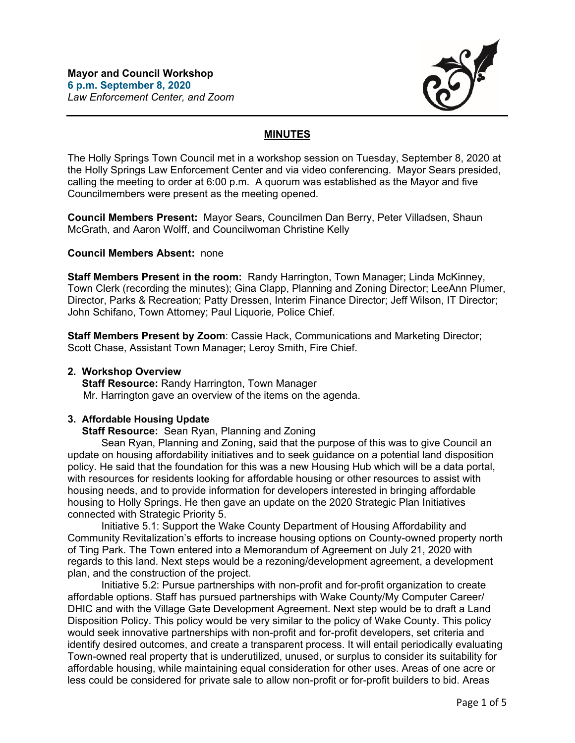**Mayor and Council Workshop**
**6 p.m. September 8, 2020**
*Law Enforcement Center, and Zoom*

## MINUTES

The Holly Springs Town Council met in a workshop session on Tuesday, September 8, 2020 at the Holly Springs Law Enforcement Center and via video conferencing. Mayor Sears presided, calling the meeting to order at 6:00 p.m. A quorum was established as the Mayor and five Councilmembers were present as the meeting opened.

**Council Members Present:** Mayor Sears, Councilmen Dan Berry, Peter Villadsen, Shaun McGrath, and Aaron Wolff, and Councilwoman Christine Kelly

**Council Members Absent:** none

**Staff Members Present in the room:** Randy Harrington, Town Manager; Linda McKinney, Town Clerk (recording the minutes); Gina Clapp, Planning and Zoning Director; LeeAnn Plumer, Director, Parks & Recreation; Patty Dressen, Interim Finance Director; Jeff Wilson, IT Director; John Schifano, Town Attorney; Paul Liquorie, Police Chief.

**Staff Members Present by Zoom**: Cassie Hack, Communications and Marketing Director; Scott Chase, Assistant Town Manager; Leroy Smith, Fire Chief.

**2. Workshop Overview**
**Staff Resource:** Randy Harrington, Town Manager
Mr. Harrington gave an overview of the items on the agenda.

**3. Affordable Housing Update**
**Staff Resource:** Sean Ryan, Planning and Zoning

Sean Ryan, Planning and Zoning, said that the purpose of this was to give Council an update on housing affordability initiatives and to seek guidance on a potential land disposition policy. He said that the foundation for this was a new Housing Hub which will be a data portal, with resources for residents looking for affordable housing or other resources to assist with housing needs, and to provide information for developers interested in bringing affordable housing to Holly Springs. He then gave an update on the 2020 Strategic Plan Initiatives connected with Strategic Priority 5.

Initiative 5.1: Support the Wake County Department of Housing Affordability and Community Revitalization's efforts to increase housing options on County-owned property north of Ting Park. The Town entered into a Memorandum of Agreement on July 21, 2020 with regards to this land. Next steps would be a rezoning/development agreement, a development plan, and the construction of the project.

Initiative 5.2: Pursue partnerships with non-profit and for-profit organization to create affordable options. Staff has pursued partnerships with Wake County/My Computer Career/ DHIC and with the Village Gate Development Agreement. Next step would be to draft a Land Disposition Policy. This policy would be very similar to the policy of Wake County. This policy would seek innovative partnerships with non-profit and for-profit developers, set criteria and identify desired outcomes, and create a transparent process. It will entail periodically evaluating Town-owned real property that is underutilized, unused, or surplus to consider its suitability for affordable housing, while maintaining equal consideration for other uses. Areas of one acre or less could be considered for private sale to allow non-profit or for-profit builders to bid. Areas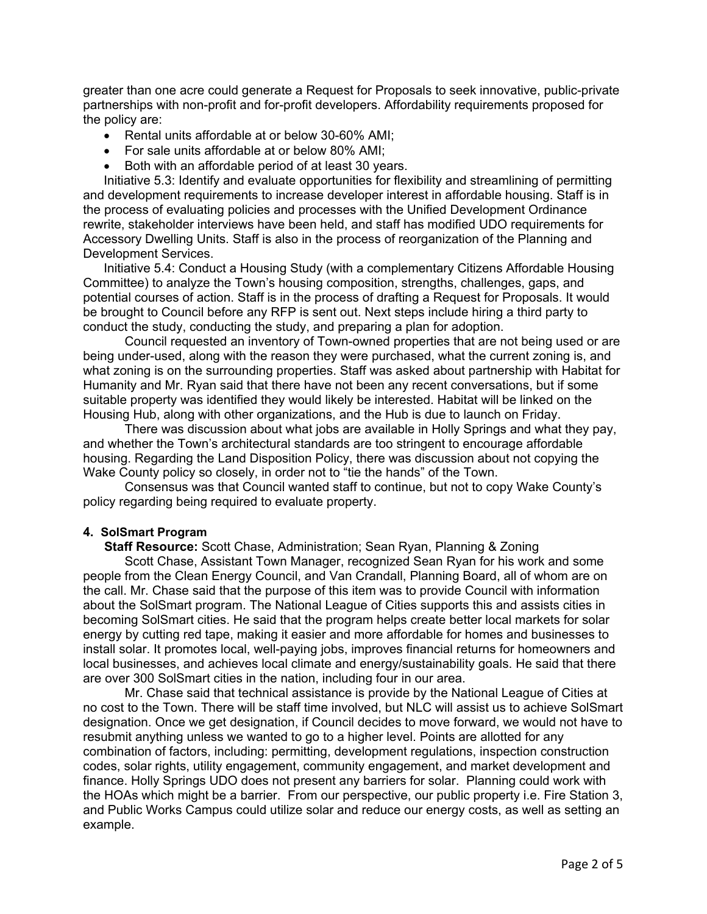greater than one acre could generate a Request for Proposals to seek innovative, public-private partnerships with non-profit and for-profit developers. Affordability requirements proposed for the policy are:

- Rental units affordable at or below 30-60% AMI;
- For sale units affordable at or below 80% AMI;
- Both with an affordable period of at least 30 years.

Initiative 5.3: Identify and evaluate opportunities for flexibility and streamlining of permitting and development requirements to increase developer interest in affordable housing. Staff is in the process of evaluating policies and processes with the Unified Development Ordinance rewrite, stakeholder interviews have been held, and staff has modified UDO requirements for Accessory Dwelling Units. Staff is also in the process of reorganization of the Planning and Development Services.

Initiative 5.4: Conduct a Housing Study (with a complementary Citizens Affordable Housing Committee) to analyze the Town's housing composition, strengths, challenges, gaps, and potential courses of action. Staff is in the process of drafting a Request for Proposals. It would be brought to Council before any RFP is sent out. Next steps include hiring a third party to conduct the study, conducting the study, and preparing a plan for adoption.

Council requested an inventory of Town-owned properties that are not being used or are being under-used, along with the reason they were purchased, what the current zoning is, and what zoning is on the surrounding properties. Staff was asked about partnership with Habitat for Humanity and Mr. Ryan said that there have not been any recent conversations, but if some suitable property was identified they would likely be interested. Habitat will be linked on the Housing Hub, along with other organizations, and the Hub is due to launch on Friday.

There was discussion about what jobs are available in Holly Springs and what they pay, and whether the Town's architectural standards are too stringent to encourage affordable housing. Regarding the Land Disposition Policy, there was discussion about not copying the Wake County policy so closely, in order not to "tie the hands" of the Town.

Consensus was that Council wanted staff to continue, but not to copy Wake County's policy regarding being required to evaluate property.

**4. SolSmart Program**

**Staff Resource:** Scott Chase, Administration; Sean Ryan, Planning & Zoning

Scott Chase, Assistant Town Manager, recognized Sean Ryan for his work and some people from the Clean Energy Council, and Van Crandall, Planning Board, all of whom are on the call. Mr. Chase said that the purpose of this item was to provide Council with information about the SolSmart program. The National League of Cities supports this and assists cities in becoming SolSmart cities. He said that the program helps create better local markets for solar energy by cutting red tape, making it easier and more affordable for homes and businesses to install solar. It promotes local, well-paying jobs, improves financial returns for homeowners and local businesses, and achieves local climate and energy/sustainability goals. He said that there are over 300 SolSmart cities in the nation, including four in our area.

Mr. Chase said that technical assistance is provide by the National League of Cities at no cost to the Town. There will be staff time involved, but NLC will assist us to achieve SolSmart designation. Once we get designation, if Council decides to move forward, we would not have to resubmit anything unless we wanted to go to a higher level. Points are allotted for any combination of factors, including: permitting, development regulations, inspection construction codes, solar rights, utility engagement, community engagement, and market development and finance. Holly Springs UDO does not present any barriers for solar. Planning could work with the HOAs which might be a barrier. From our perspective, our public property i.e. Fire Station 3, and Public Works Campus could utilize solar and reduce our energy costs, as well as setting an example.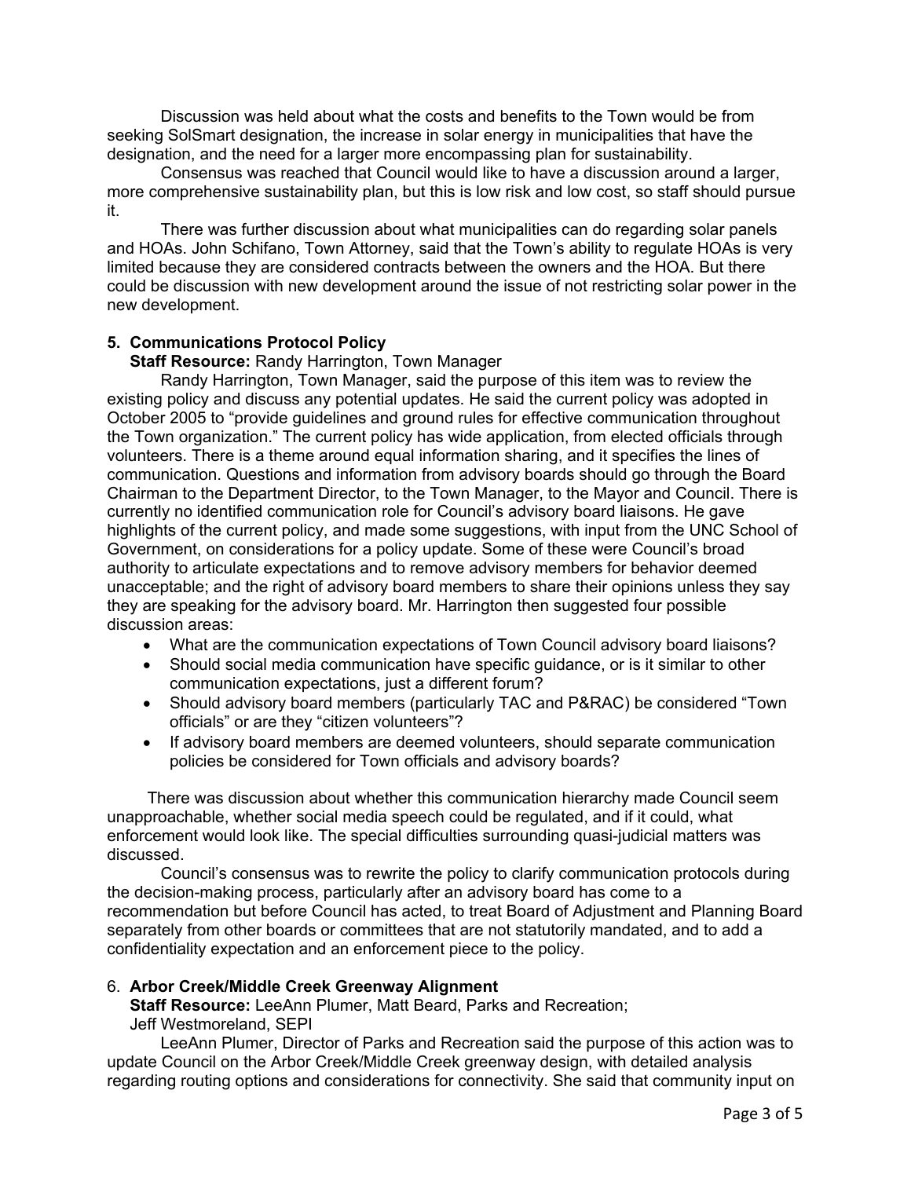Discussion was held about what the costs and benefits to the Town would be from seeking SolSmart designation, the increase in solar energy in municipalities that have the designation, and the need for a larger more encompassing plan for sustainability.

Consensus was reached that Council would like to have a discussion around a larger, more comprehensive sustainability plan, but this is low risk and low cost, so staff should pursue it.

There was further discussion about what municipalities can do regarding solar panels and HOAs. John Schifano, Town Attorney, said that the Town's ability to regulate HOAs is very limited because they are considered contracts between the owners and the HOA. But there could be discussion with new development around the issue of not restricting solar power in the new development.

**5. Communications Protocol Policy**

**Staff Resource:** Randy Harrington, Town Manager

Randy Harrington, Town Manager, said the purpose of this item was to review the existing policy and discuss any potential updates. He said the current policy was adopted in October 2005 to "provide guidelines and ground rules for effective communication throughout the Town organization." The current policy has wide application, from elected officials through volunteers. There is a theme around equal information sharing, and it specifies the lines of communication. Questions and information from advisory boards should go through the Board Chairman to the Department Director, to the Town Manager, to the Mayor and Council. There is currently no identified communication role for Council's advisory board liaisons. He gave highlights of the current policy, and made some suggestions, with input from the UNC School of Government, on considerations for a policy update. Some of these were Council's broad authority to articulate expectations and to remove advisory members for behavior deemed unacceptable; and the right of advisory board members to share their opinions unless they say they are speaking for the advisory board. Mr. Harrington then suggested four possible discussion areas:

- What are the communication expectations of Town Council advisory board liaisons?
- Should social media communication have specific guidance, or is it similar to other communication expectations, just a different forum?
- Should advisory board members (particularly TAC and P&RAC) be considered "Town officials" or are they "citizen volunteers"?
- If advisory board members are deemed volunteers, should separate communication policies be considered for Town officials and advisory boards?

There was discussion about whether this communication hierarchy made Council seem unapproachable, whether social media speech could be regulated, and if it could, what enforcement would look like. The special difficulties surrounding quasi-judicial matters was discussed.

Council's consensus was to rewrite the policy to clarify communication protocols during the decision-making process, particularly after an advisory board has come to a recommendation but before Council has acted, to treat Board of Adjustment and Planning Board separately from other boards or committees that are not statutorily mandated, and to add a confidentiality expectation and an enforcement piece to the policy.

6. **Arbor Creek/Middle Creek Greenway Alignment**

**Staff Resource:** LeeAnn Plumer, Matt Beard, Parks and Recreation; Jeff Westmoreland, SEPI

LeeAnn Plumer, Director of Parks and Recreation said the purpose of this action was to update Council on the Arbor Creek/Middle Creek greenway design, with detailed analysis regarding routing options and considerations for connectivity. She said that community input on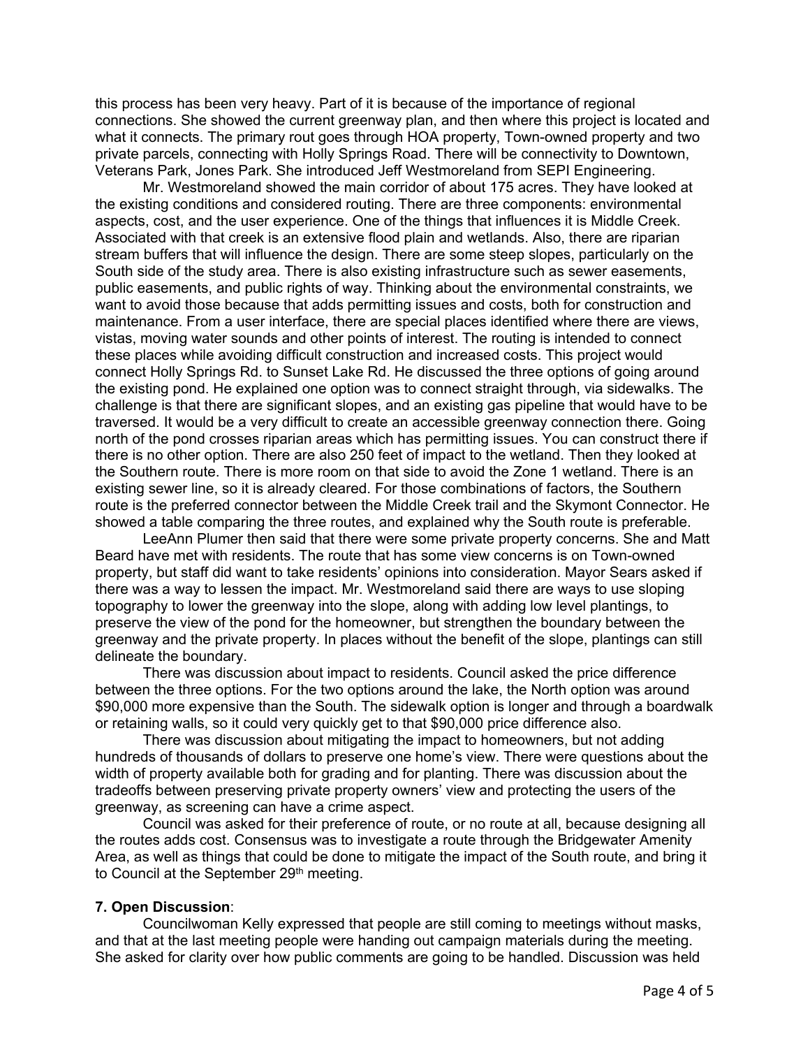this process has been very heavy. Part of it is because of the importance of regional connections. She showed the current greenway plan, and then where this project is located and what it connects. The primary rout goes through HOA property, Town-owned property and two private parcels, connecting with Holly Springs Road. There will be connectivity to Downtown, Veterans Park, Jones Park. She introduced Jeff Westmoreland from SEPI Engineering.

Mr. Westmoreland showed the main corridor of about 175 acres. They have looked at the existing conditions and considered routing. There are three components: environmental aspects, cost, and the user experience. One of the things that influences it is Middle Creek. Associated with that creek is an extensive flood plain and wetlands. Also, there are riparian stream buffers that will influence the design. There are some steep slopes, particularly on the South side of the study area. There is also existing infrastructure such as sewer easements, public easements, and public rights of way. Thinking about the environmental constraints, we want to avoid those because that adds permitting issues and costs, both for construction and maintenance. From a user interface, there are special places identified where there are views, vistas, moving water sounds and other points of interest. The routing is intended to connect these places while avoiding difficult construction and increased costs. This project would connect Holly Springs Rd. to Sunset Lake Rd. He discussed the three options of going around the existing pond. He explained one option was to connect straight through, via sidewalks. The challenge is that there are significant slopes, and an existing gas pipeline that would have to be traversed. It would be a very difficult to create an accessible greenway connection there. Going north of the pond crosses riparian areas which has permitting issues. You can construct there if there is no other option. There are also 250 feet of impact to the wetland. Then they looked at the Southern route. There is more room on that side to avoid the Zone 1 wetland. There is an existing sewer line, so it is already cleared. For those combinations of factors, the Southern route is the preferred connector between the Middle Creek trail and the Skymont Connector. He showed a table comparing the three routes, and explained why the South route is preferable.

LeeAnn Plumer then said that there were some private property concerns. She and Matt Beard have met with residents. The route that has some view concerns is on Town-owned property, but staff did want to take residents' opinions into consideration. Mayor Sears asked if there was a way to lessen the impact. Mr. Westmoreland said there are ways to use sloping topography to lower the greenway into the slope, along with adding low level plantings, to preserve the view of the pond for the homeowner, but strengthen the boundary between the greenway and the private property. In places without the benefit of the slope, plantings can still delineate the boundary.

There was discussion about impact to residents. Council asked the price difference between the three options. For the two options around the lake, the North option was around $90,000 more expensive than the South. The sidewalk option is longer and through a boardwalk or retaining walls, so it could very quickly get to that $90,000 price difference also.

There was discussion about mitigating the impact to homeowners, but not adding hundreds of thousands of dollars to preserve one home's view. There were questions about the width of property available both for grading and for planting. There was discussion about the tradeoffs between preserving private property owners' view and protecting the users of the greenway, as screening can have a crime aspect.

Council was asked for their preference of route, or no route at all, because designing all the routes adds cost. Consensus was to investigate a route through the Bridgewater Amenity Area, as well as things that could be done to mitigate the impact of the South route, and bring it to Council at the September 29th meeting.

**7. Open Discussion**:

Councilwoman Kelly expressed that people are still coming to meetings without masks, and that at the last meeting people were handing out campaign materials during the meeting. She asked for clarity over how public comments are going to be handled. Discussion was held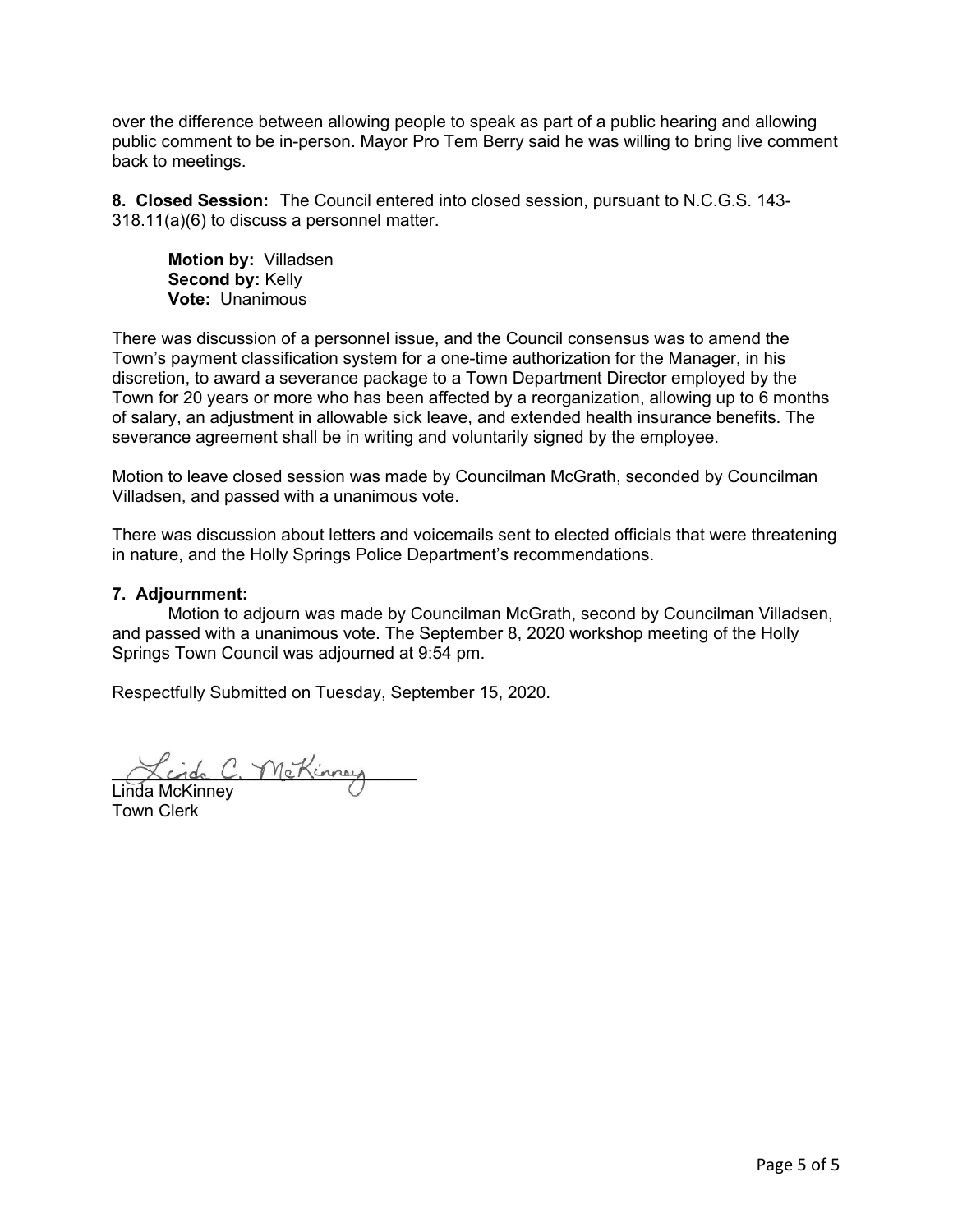over the difference between allowing people to speak as part of a public hearing and allowing public comment to be in-person. Mayor Pro Tem Berry said he was willing to bring live comment back to meetings.

**8. Closed Session:** The Council entered into closed session, pursuant to N.C.G.S. 143-318.11(a)(6) to discuss a personnel matter.

> **Motion by:** Villadsen
> **Second by:** Kelly
> **Vote:** Unanimous

There was discussion of a personnel issue, and the Council consensus was to amend the Town's payment classification system for a one-time authorization for the Manager, in his discretion, to award a severance package to a Town Department Director employed by the Town for 20 years or more who has been affected by a reorganization, allowing up to 6 months of salary, an adjustment in allowable sick leave, and extended health insurance benefits. The severance agreement shall be in writing and voluntarily signed by the employee.

Motion to leave closed session was made by Councilman McGrath, seconded by Councilman Villadsen, and passed with a unanimous vote.

There was discussion about letters and voicemails sent to elected officials that were threatening in nature, and the Holly Springs Police Department's recommendations.

**7. Adjournment:**

Motion to adjourn was made by Councilman McGrath, second by Councilman Villadsen, and passed with a unanimous vote. The September 8, 2020 workshop meeting of the Holly Springs Town Council was adjourned at 9:54 pm.

Respectfully Submitted on Tuesday, September 15, 2020.

Linda C. McKinney

Linda McKinney
Town Clerk